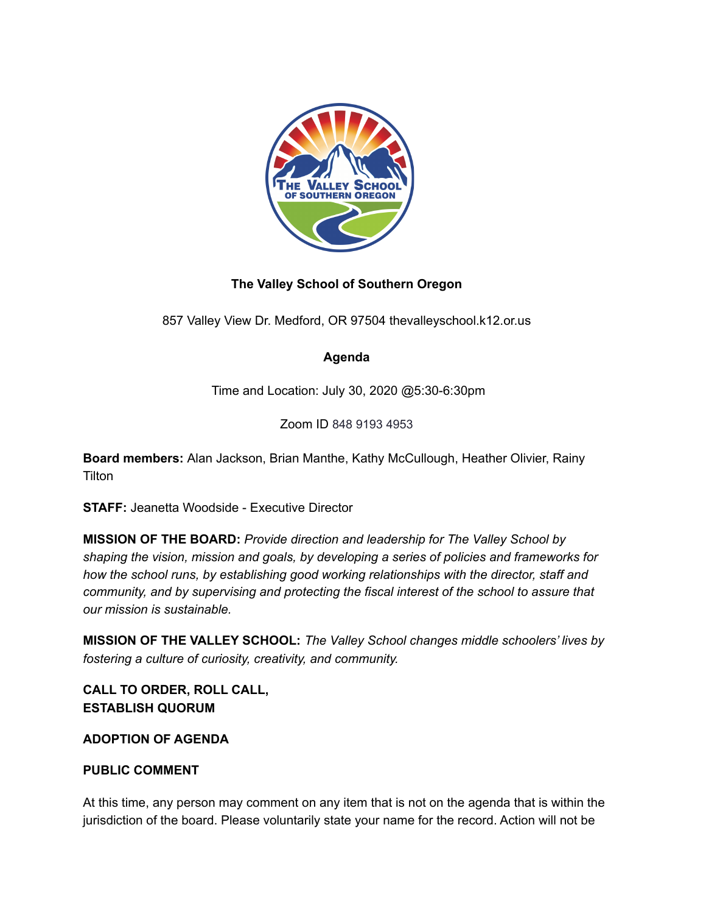**The Valley School of Southern Oregon**

857 Valley View Dr. Medford, OR 97504 thevalleyschool.k12.or.us

**Agenda**

Time and Location: July 30, 2020 @5:30-6:30pm

Zoom ID 848 9193 4953

**Board members:** Alan Jackson, Brian Manthe, Kathy McCullough, Heather Olivier, Rainy Tilton

**STAFF:** Jeanetta Woodside - Executive Director

**MISSION OF THE BOARD:** *Provide direction and leadership for The Valley School by shaping the vision, mission and goals, by developing a series of policies and frameworks for how the school runs, by establishing good working relationships with the director, staff and community, and by supervising and protecting the fiscal interest of the school to assure that our mission is sustainable.*

**MISSION OF THE VALLEY SCHOOL:** *The Valley School changes middle schoolers' lives by fostering a culture of curiosity, creativity, and community.*

**CALL TO ORDER, ROLL CALL, ESTABLISH QUORUM**

**ADOPTION OF AGENDA**

**PUBLIC COMMENT**

At this time, any person may comment on any item that is not on the agenda that is within the jurisdiction of the board. Please voluntarily state your name for the record. Action will not be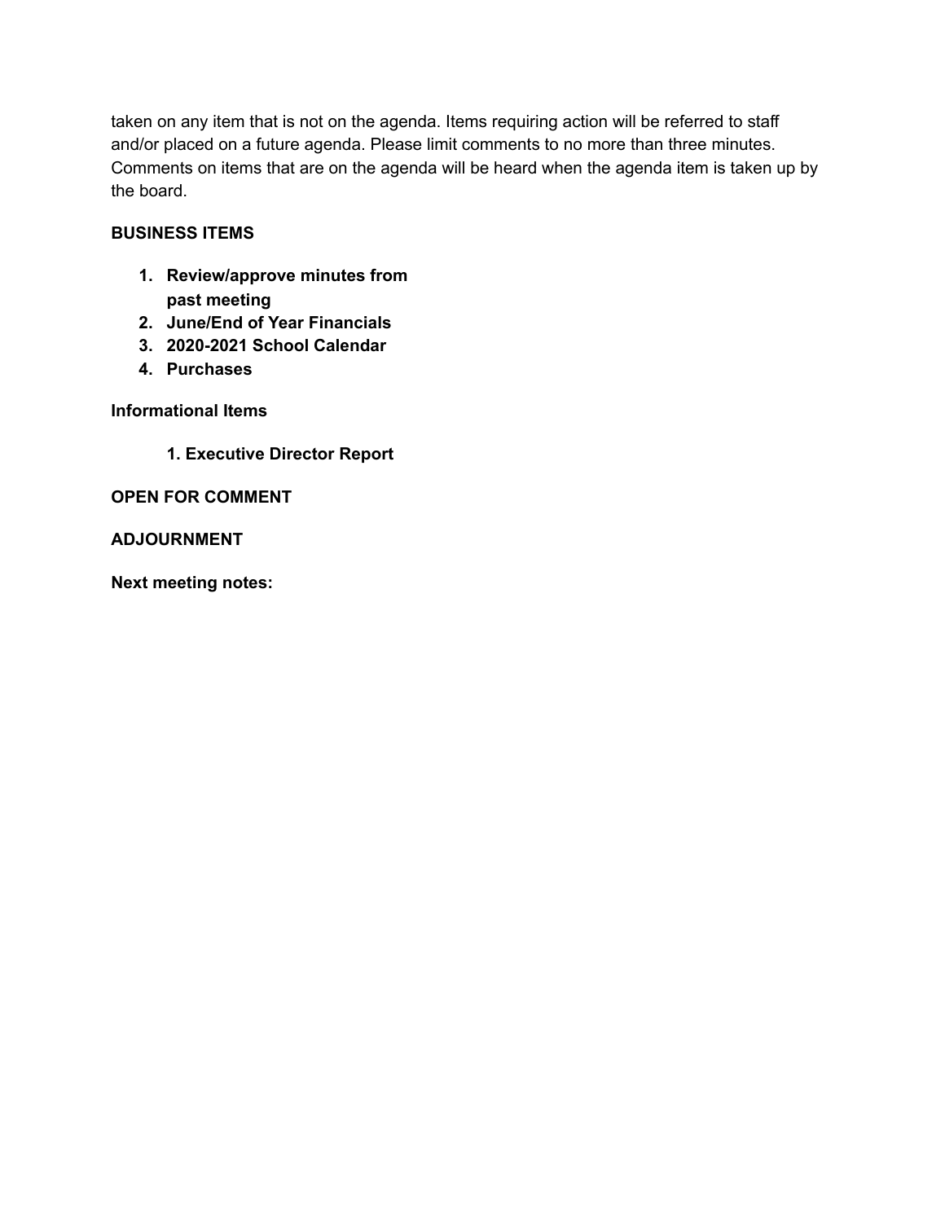taken on any item that is not on the agenda. Items requiring action will be referred to staff and/or placed on a future agenda. Please limit comments to no more than three minutes. Comments on items that are on the agenda will be heard when the agenda item is taken up by the board.

**BUSINESS ITEMS**

1. **Review/approve minutes from past meeting**
2. **June/End of Year Financials**
3. **2020-2021 School Calendar**
4. **Purchases**

**Informational Items**

1. **Executive Director Report**

**OPEN FOR COMMENT**

**ADJOURNMENT**

**Next meeting notes:**